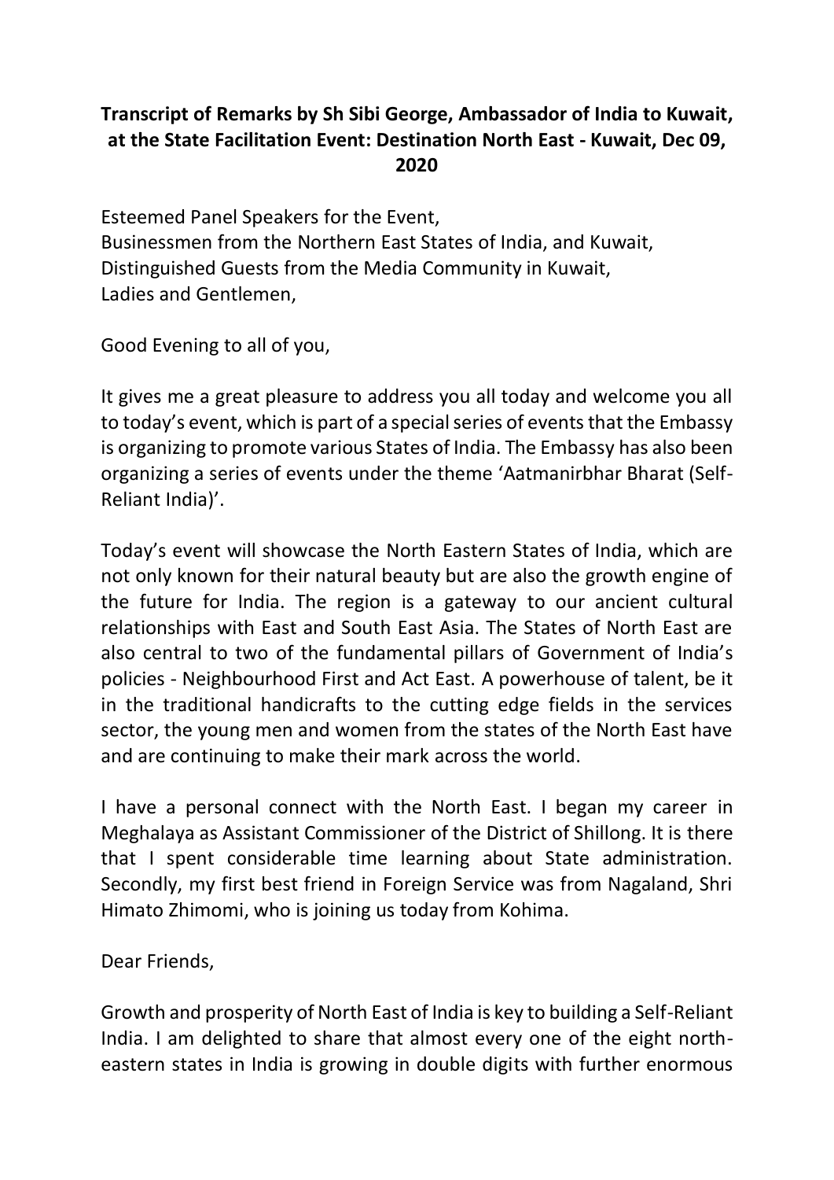**Transcript of Remarks by Sh Sibi George, Ambassador of India to Kuwait, at the State Facilitation Event: Destination North East - Kuwait, Dec 09, 2020**

Esteemed Panel Speakers for the Event,
Businessmen from the Northern East States of India, and Kuwait,
Distinguished Guests from the Media Community in Kuwait,
Ladies and Gentlemen,

Good Evening to all of you,

It gives me a great pleasure to address you all today and welcome you all to today's event, which is part of a special series of events that the Embassy is organizing to promote various States of India. The Embassy has also been organizing a series of events under the theme 'Aatmanirbhar Bharat (Self-Reliant India)'.

Today's event will showcase the North Eastern States of India, which are not only known for their natural beauty but are also the growth engine of the future for India. The region is a gateway to our ancient cultural relationships with East and South East Asia. The States of North East are also central to two of the fundamental pillars of Government of India's policies - Neighbourhood First and Act East. A powerhouse of talent, be it in the traditional handicrafts to the cutting edge fields in the services sector, the young men and women from the states of the North East have and are continuing to make their mark across the world.

I have a personal connect with the North East. I began my career in Meghalaya as Assistant Commissioner of the District of Shillong. It is there that I spent considerable time learning about State administration. Secondly, my first best friend in Foreign Service was from Nagaland, Shri Himato Zhimomi, who is joining us today from Kohima.

Dear Friends,

Growth and prosperity of North East of India is key to building a Self-Reliant India. I am delighted to share that almost every one of the eight north-eastern states in India is growing in double digits with further enormous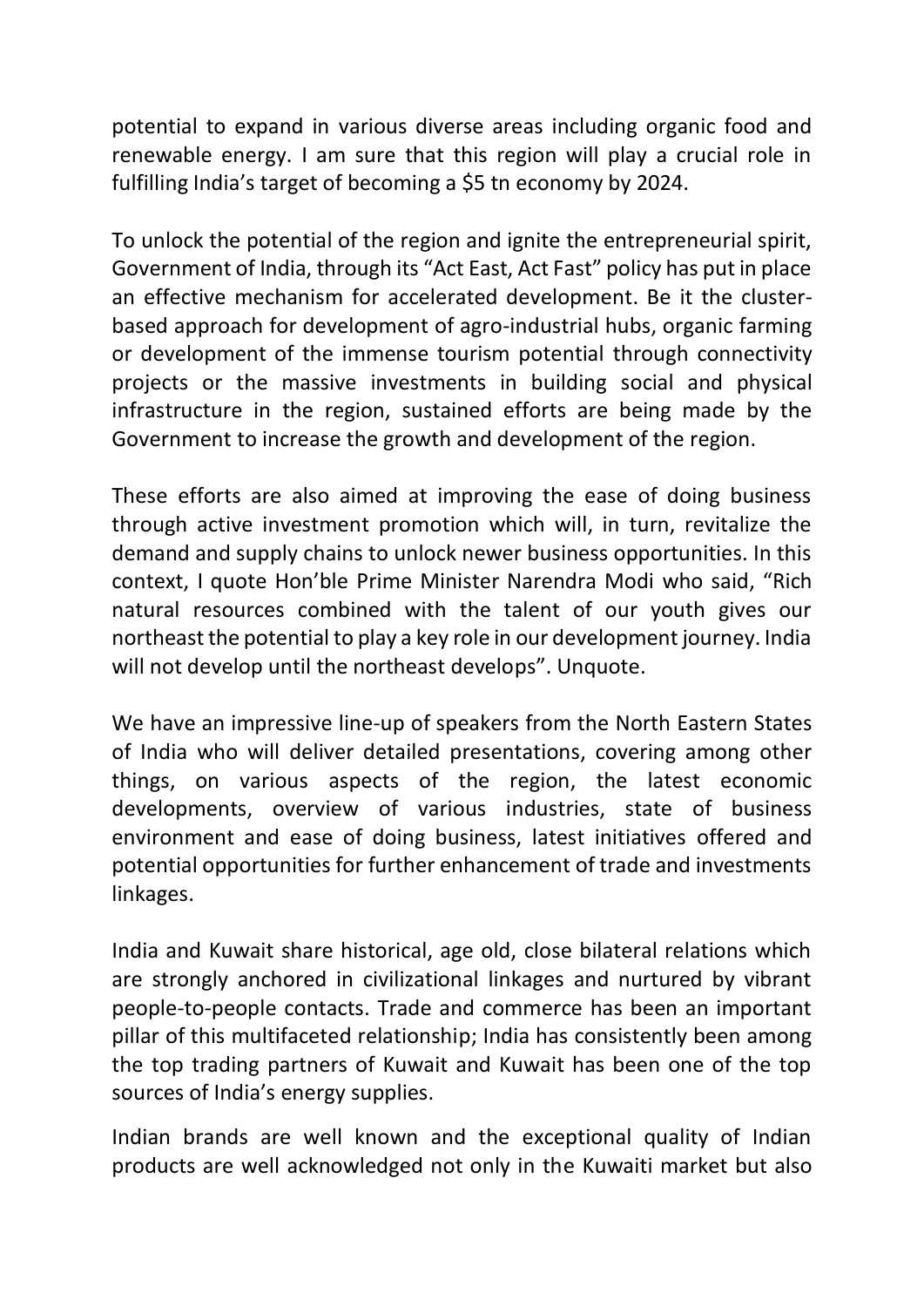potential to expand in various diverse areas including organic food and renewable energy. I am sure that this region will play a crucial role in fulfilling India's target of becoming a $5 tn economy by 2024.

To unlock the potential of the region and ignite the entrepreneurial spirit, Government of India, through its "Act East, Act Fast" policy has put in place an effective mechanism for accelerated development. Be it the cluster-based approach for development of agro-industrial hubs, organic farming or development of the immense tourism potential through connectivity projects or the massive investments in building social and physical infrastructure in the region, sustained efforts are being made by the Government to increase the growth and development of the region.

These efforts are also aimed at improving the ease of doing business through active investment promotion which will, in turn, revitalize the demand and supply chains to unlock newer business opportunities. In this context, I quote Hon'ble Prime Minister Narendra Modi who said, "Rich natural resources combined with the talent of our youth gives our northeast the potential to play a key role in our development journey. India will not develop until the northeast develops". Unquote.

We have an impressive line-up of speakers from the North Eastern States of India who will deliver detailed presentations, covering among other things, on various aspects of the region, the latest economic developments, overview of various industries, state of business environment and ease of doing business, latest initiatives offered and potential opportunities for further enhancement of trade and investments linkages.

India and Kuwait share historical, age old, close bilateral relations which are strongly anchored in civilizational linkages and nurtured by vibrant people-to-people contacts. Trade and commerce has been an important pillar of this multifaceted relationship; India has consistently been among the top trading partners of Kuwait and Kuwait has been one of the top sources of India's energy supplies.

Indian brands are well known and the exceptional quality of Indian products are well acknowledged not only in the Kuwaiti market but also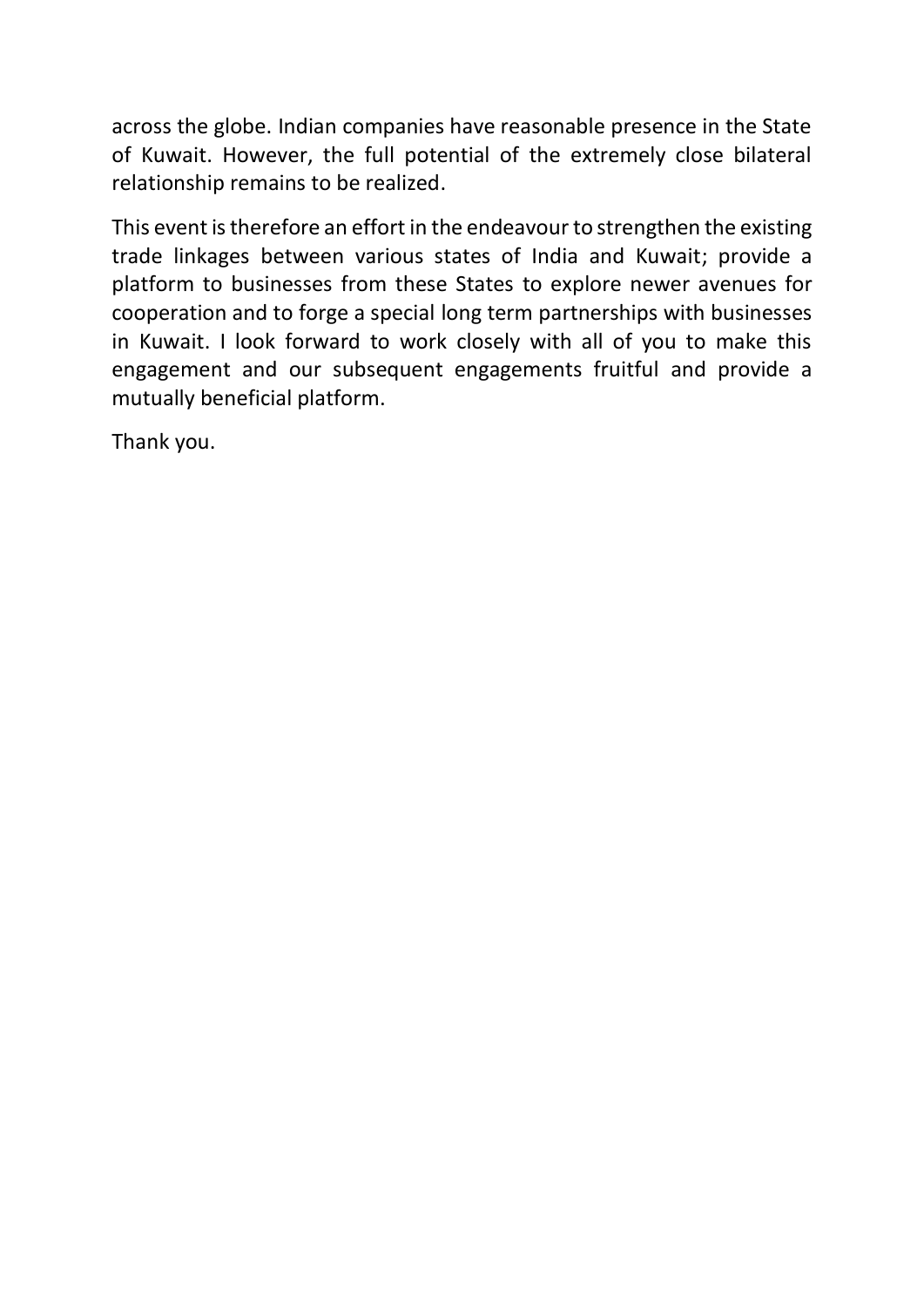across the globe. Indian companies have reasonable presence in the State of Kuwait. However, the full potential of the extremely close bilateral relationship remains to be realized.

This event is therefore an effort in the endeavour to strengthen the existing trade linkages between various states of India and Kuwait; provide a platform to businesses from these States to explore newer avenues for cooperation and to forge a special long term partnerships with businesses in Kuwait. I look forward to work closely with all of you to make this engagement and our subsequent engagements fruitful and provide a mutually beneficial platform.

Thank you.